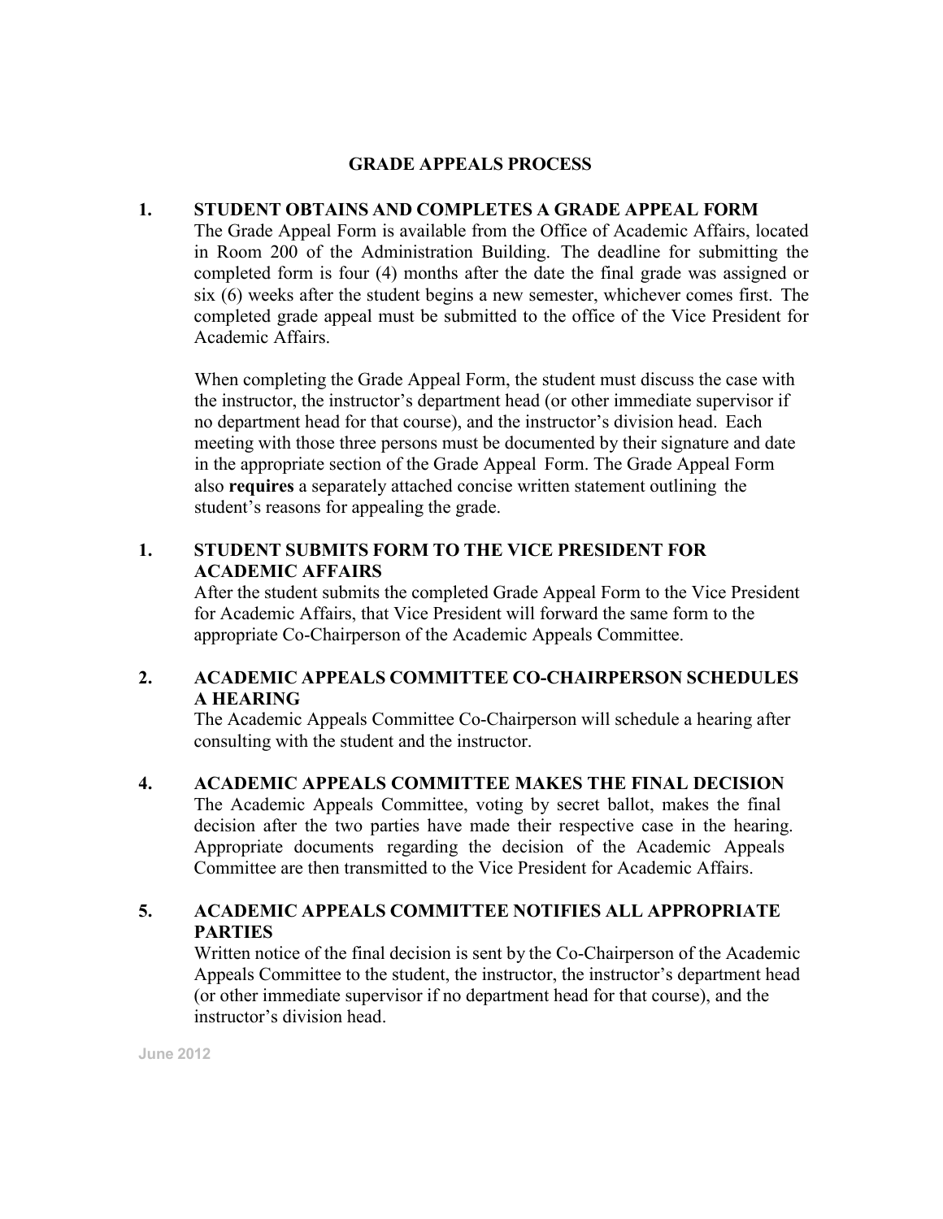# GRADE APPEALS PROCESS

**1. STUDENT OBTAINS AND COMPLETES A GRADE APPEAL FORM**

The Grade Appeal Form is available from the Office of Academic Affairs, located in Room 200 of the Administration Building. The deadline for submitting the completed form is four (4) months after the date the final grade was assigned or six (6) weeks after the student begins a new semester, whichever comes first. The completed grade appeal must be submitted to the office of the Vice President for Academic Affairs.

When completing the Grade Appeal Form, the student must discuss the case with the instructor, the instructor's department head (or other immediate supervisor if no department head for that course), and the instructor's division head. Each meeting with those three persons must be documented by their signature and date in the appropriate section of the Grade Appeal Form. The Grade Appeal Form also **requires** a separately attached concise written statement outlining the student's reasons for appealing the grade.

**1. STUDENT SUBMITS FORM TO THE VICE PRESIDENT FOR ACADEMIC AFFAIRS**

After the student submits the completed Grade Appeal Form to the Vice President for Academic Affairs, that Vice President will forward the same form to the appropriate Co-Chairperson of the Academic Appeals Committee.

**2. ACADEMIC APPEALS COMMITTEE CO-CHAIRPERSON SCHEDULES A HEARING**

The Academic Appeals Committee Co-Chairperson will schedule a hearing after consulting with the student and the instructor.

**4. ACADEMIC APPEALS COMMITTEE MAKES THE FINAL DECISION**

The Academic Appeals Committee, voting by secret ballot, makes the final decision after the two parties have made their respective case in the hearing. Appropriate documents regarding the decision of the Academic Appeals Committee are then transmitted to the Vice President for Academic Affairs.

**5. ACADEMIC APPEALS COMMITTEE NOTIFIES ALL APPROPRIATE PARTIES**

Written notice of the final decision is sent by the Co-Chairperson of the Academic Appeals Committee to the student, the instructor, the instructor's department head (or other immediate supervisor if no department head for that course), and the instructor's division head.

June 2012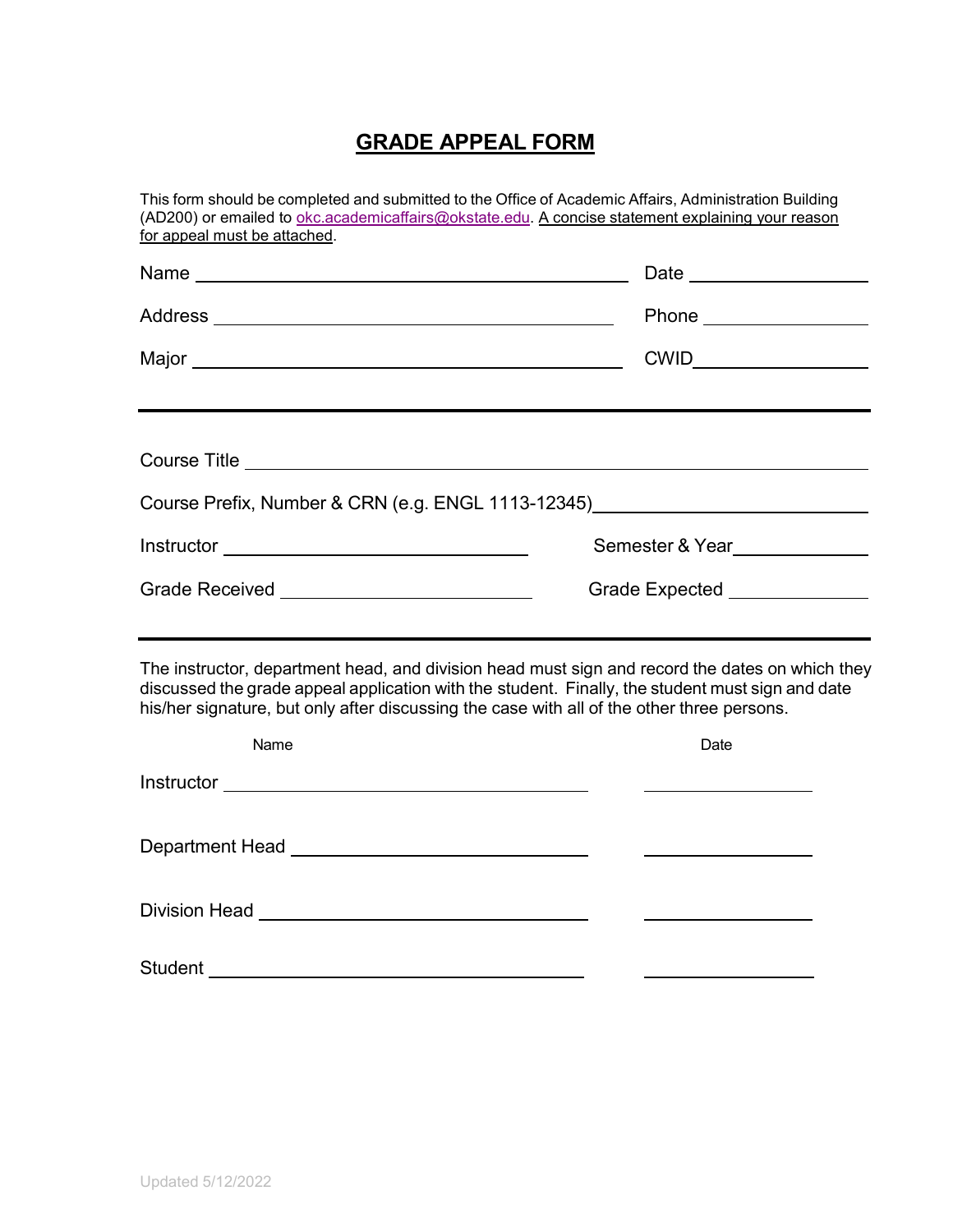# GRADE APPEAL FORM

This form should be completed and submitted to the Office of Academic Affairs, Administration Building (AD200) or emailed to okc.academicaffairs@okstate.edu. A concise statement explaining your reason for appeal must be attached.

Name \_\_\_\_\_\_\_\_\_\_\_\_\_\_\_\_\_\_\_\_\_\_\_\_\_\_\_\_\_\_\_\_\_\_\_\_\_\_ Date \_\_\_\_\_\_\_\_\_\_\_\_\_\_\_\_

Address \_\_\_\_\_\_\_\_\_\_\_\_\_\_\_\_\_\_\_\_\_\_\_\_\_\_\_\_\_\_\_\_\_\_\_\_ Phone \_\_\_\_\_\_\_\_\_\_\_\_\_\_\_

Major \_\_\_\_\_\_\_\_\_\_\_\_\_\_\_\_\_\_\_\_\_\_\_\_\_\_\_\_\_\_\_\_\_\_\_\_\_\_ CWID\_\_\_\_\_\_\_\_\_\_\_\_\_\_\_\_

---

Course Title \_\_\_\_\_\_\_\_\_\_\_\_\_\_\_\_\_\_\_\_\_\_\_\_\_\_\_\_\_\_\_\_\_\_\_\_\_\_\_\_\_\_\_\_\_\_\_\_\_\_\_\_

Course Prefix, Number & CRN (e.g. ENGL 1113-12345)\_\_\_\_\_\_\_\_\_\_\_\_\_\_\_\_\_\_\_\_\_\_

Instructor \_\_\_\_\_\_\_\_\_\_\_\_\_\_\_\_\_\_\_\_\_\_\_\_\_\_\_\_ Semester & Year\_\_\_\_\_\_\_\_\_\_\_\_

Grade Received \_\_\_\_\_\_\_\_\_\_\_\_\_\_\_\_\_\_\_\_\_\_\_ Grade Expected \_\_\_\_\_\_\_\_\_\_\_\_

---

The instructor, department head, and division head must sign and record the dates on which they discussed the grade appeal application with the student. Finally, the student must sign and date his/her signature, but only after discussing the case with all of the other three persons.

| | Name | Date |
|---|---|---|
| Instructor | \_\_\_\_\_\_\_\_\_\_\_\_\_\_\_\_\_\_\_\_\_\_\_\_\_\_\_\_ | \_\_\_\_\_\_\_\_\_\_\_\_ |
| Department Head | \_\_\_\_\_\_\_\_\_\_\_\_\_\_\_\_\_\_\_\_\_\_\_\_\_\_\_\_ | \_\_\_\_\_\_\_\_\_\_\_\_ |
| Division Head | \_\_\_\_\_\_\_\_\_\_\_\_\_\_\_\_\_\_\_\_\_\_\_\_\_\_\_\_ | \_\_\_\_\_\_\_\_\_\_\_\_ |
| Student | \_\_\_\_\_\_\_\_\_\_\_\_\_\_\_\_\_\_\_\_\_\_\_\_\_\_\_\_ | \_\_\_\_\_\_\_\_\_\_\_\_ |

Updated 5/12/2022